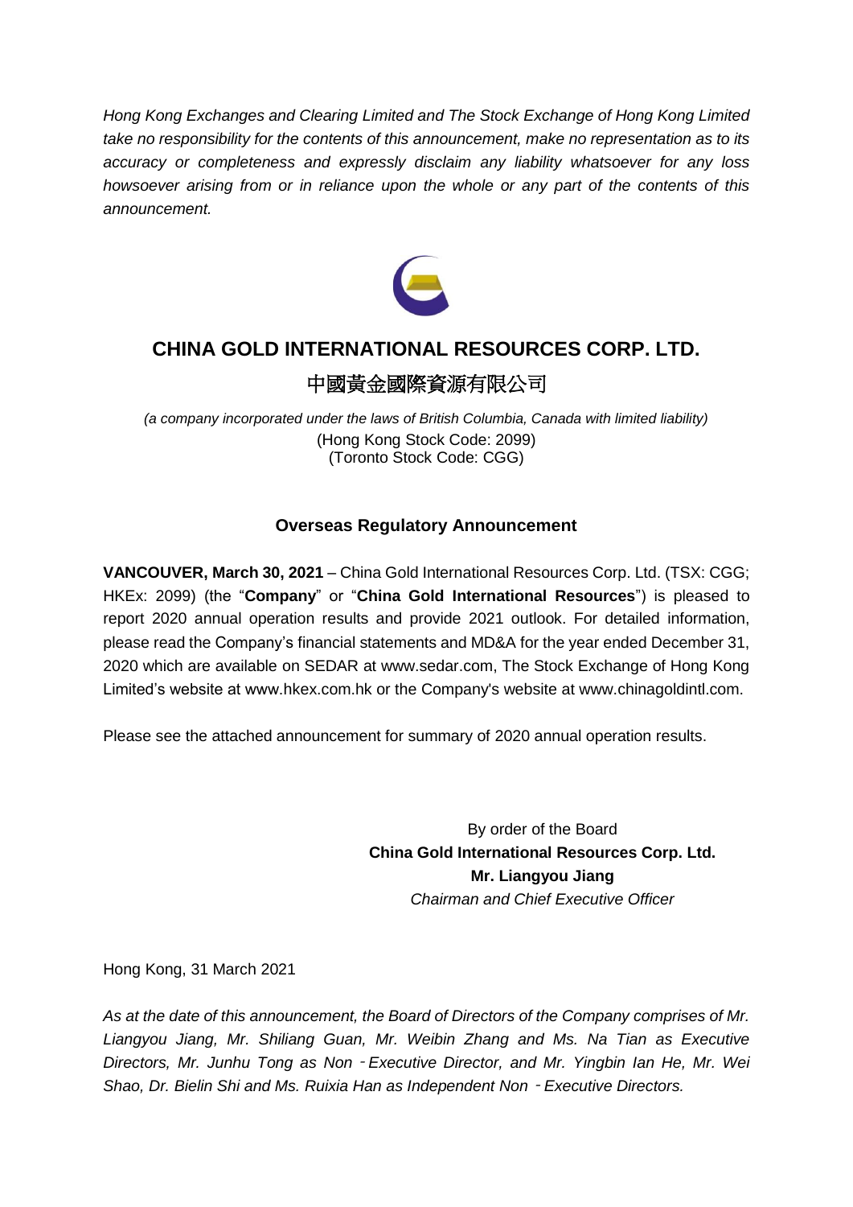*Hong Kong Exchanges and Clearing Limited and The Stock Exchange of Hong Kong Limited take no responsibility for the contents of this announcement, make no representation as to its accuracy or completeness and expressly disclaim any liability whatsoever for any loss howsoever arising from or in reliance upon the whole or any part of the contents of this announcement.*

# CHINA GOLD INTERNATIONAL RESOURCES CORP. LTD.

# 中國黃金國際資源有限公司

*(a company incorporated under the laws of British Columbia, Canada with limited liability)*
(Hong Kong Stock Code: 2099)
(Toronto Stock Code: CGG)

## Overseas Regulatory Announcement

**VANCOUVER, March 30, 2021** – China Gold International Resources Corp. Ltd. (TSX: CGG; HKEx: 2099) (the "**Company**" or "**China Gold International Resources**") is pleased to report 2020 annual operation results and provide 2021 outlook. For detailed information, please read the Company's financial statements and MD&A for the year ended December 31, 2020 which are available on SEDAR at www.sedar.com, The Stock Exchange of Hong Kong Limited's website at www.hkex.com.hk or the Company's website at www.chinagoldintl.com.

Please see the attached announcement for summary of 2020 annual operation results.

By order of the Board
**China Gold International Resources Corp. Ltd.**
**Mr. Liangyou Jiang**
*Chairman and Chief Executive Officer*

Hong Kong, 31 March 2021

*As at the date of this announcement, the Board of Directors of the Company comprises of Mr. Liangyou Jiang, Mr. Shiliang Guan, Mr. Weibin Zhang and Ms. Na Tian as Executive Directors, Mr. Junhu Tong as Non‑Executive Director, and Mr. Yingbin Ian He, Mr. Wei Shao, Dr. Bielin Shi and Ms. Ruixia Han as Independent Non‑Executive Directors.*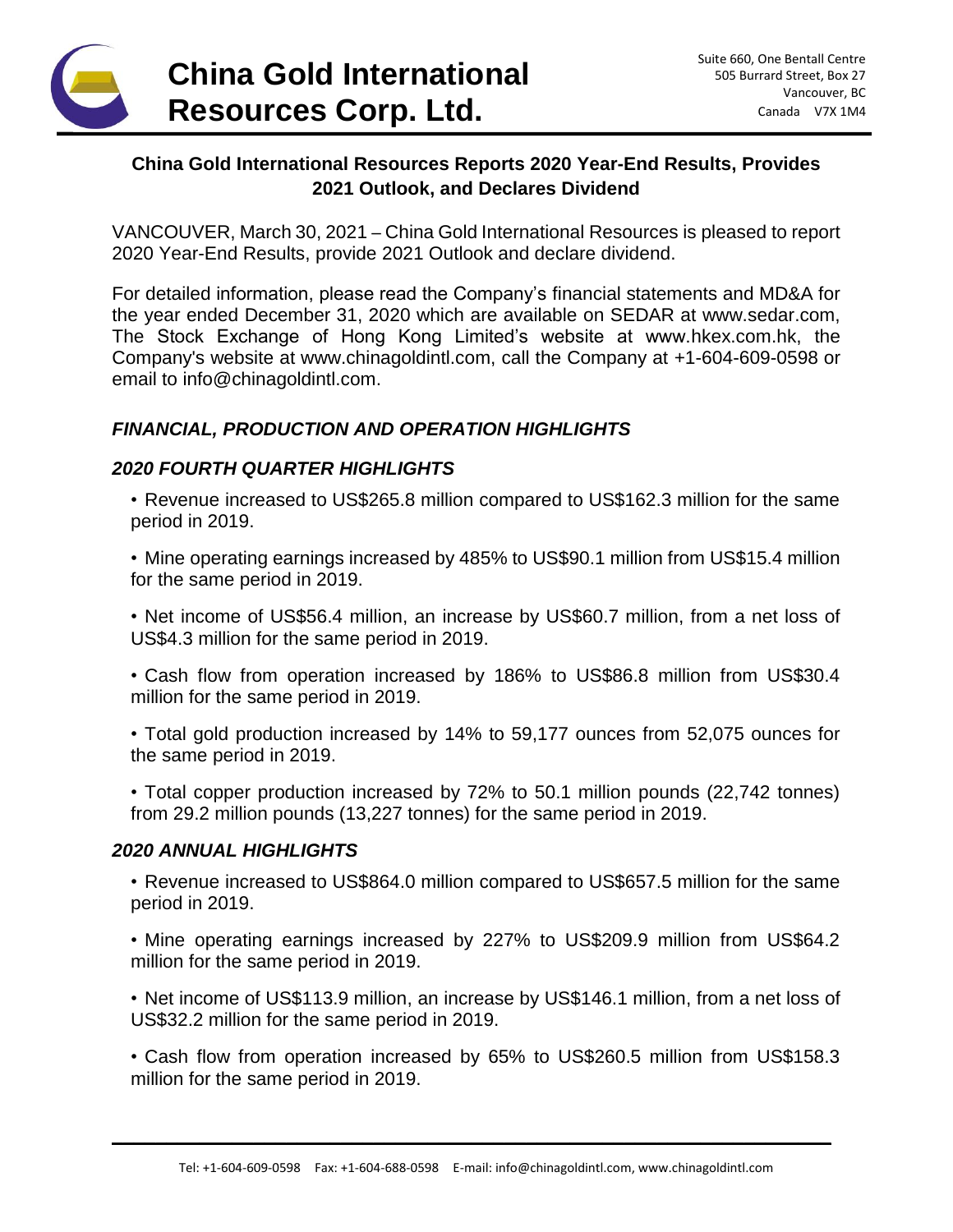# China Gold International Resources Corp. Ltd.

Suite 660, One Bentall Centre
505 Burrard Street, Box 27
Vancouver, BC
Canada V7X 1M4

## China Gold International Resources Reports 2020 Year-End Results, Provides 2021 Outlook, and Declares Dividend

VANCOUVER, March 30, 2021 – China Gold International Resources is pleased to report 2020 Year-End Results, provide 2021 Outlook and declare dividend.

For detailed information, please read the Company's financial statements and MD&A for the year ended December 31, 2020 which are available on SEDAR at www.sedar.com, The Stock Exchange of Hong Kong Limited's website at www.hkex.com.hk, the Company's website at www.chinagoldintl.com, call the Company at +1-604-609-0598 or email to info@chinagoldintl.com.

### *FINANCIAL, PRODUCTION AND OPERATION HIGHLIGHTS*

### *2020 FOURTH QUARTER HIGHLIGHTS*

- Revenue increased to US$265.8 million compared to US$162.3 million for the same period in 2019.
- Mine operating earnings increased by 485% to US$90.1 million from US$15.4 million for the same period in 2019.
- Net income of US$56.4 million, an increase by US$60.7 million, from a net loss of US$4.3 million for the same period in 2019.
- Cash flow from operation increased by 186% to US$86.8 million from US$30.4 million for the same period in 2019.
- Total gold production increased by 14% to 59,177 ounces from 52,075 ounces for the same period in 2019.
- Total copper production increased by 72% to 50.1 million pounds (22,742 tonnes) from 29.2 million pounds (13,227 tonnes) for the same period in 2019.

### *2020 ANNUAL HIGHLIGHTS*

- Revenue increased to US$864.0 million compared to US$657.5 million for the same period in 2019.
- Mine operating earnings increased by 227% to US$209.9 million from US$64.2 million for the same period in 2019.
- Net income of US$113.9 million, an increase by US$146.1 million, from a net loss of US$32.2 million for the same period in 2019.
- Cash flow from operation increased by 65% to US$260.5 million from US$158.3 million for the same period in 2019.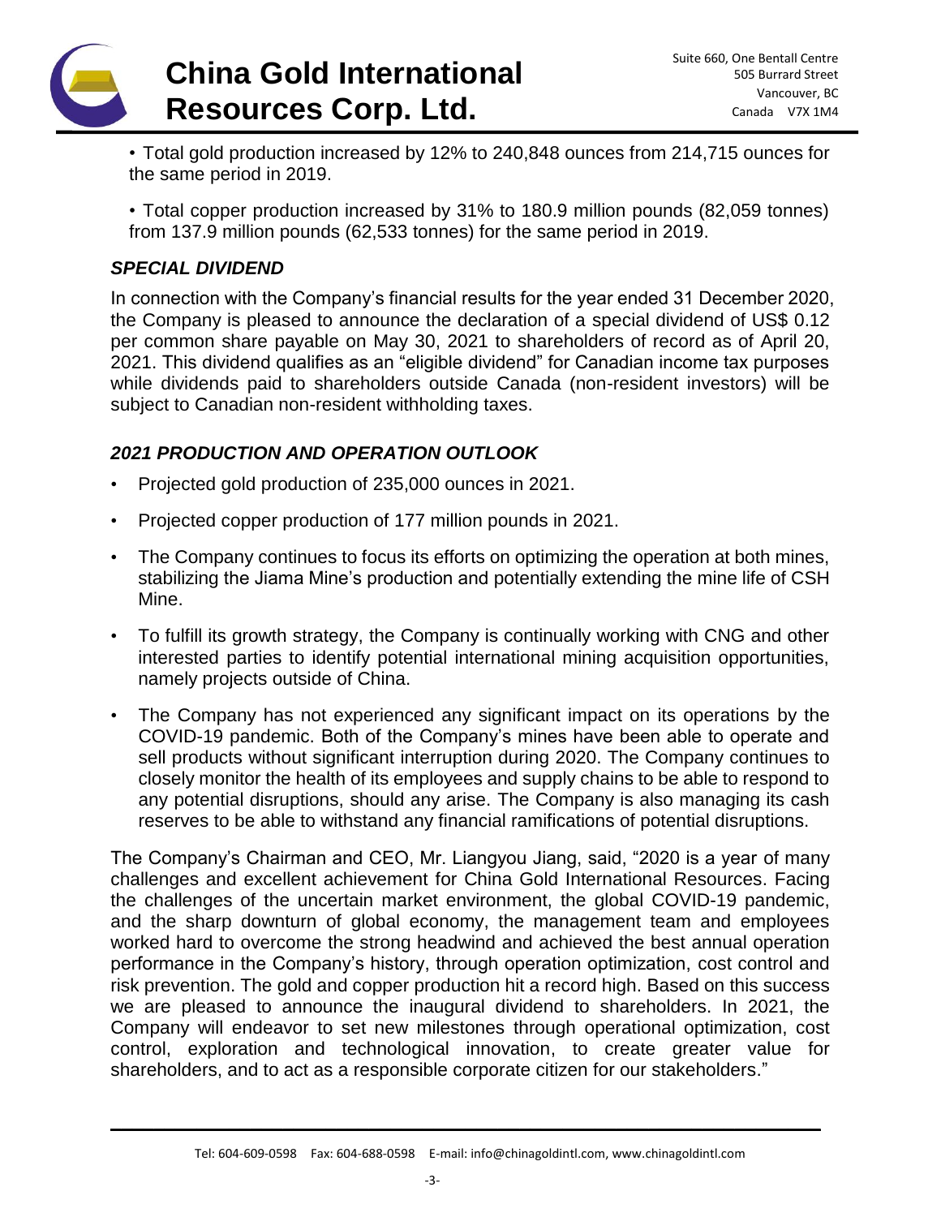- Total gold production increased by 12% to 240,848 ounces from 214,715 ounces for the same period in 2019.
- Total copper production increased by 31% to 180.9 million pounds (82,059 tonnes) from 137.9 million pounds (62,533 tonnes) for the same period in 2019.

### *SPECIAL DIVIDEND*

In connection with the Company's financial results for the year ended 31 December 2020, the Company is pleased to announce the declaration of a special dividend of US$ 0.12 per common share payable on May 30, 2021 to shareholders of record as of April 20, 2021. This dividend qualifies as an "eligible dividend" for Canadian income tax purposes while dividends paid to shareholders outside Canada (non-resident investors) will be subject to Canadian non-resident withholding taxes.

### *2021 PRODUCTION AND OPERATION OUTLOOK*

- Projected gold production of 235,000 ounces in 2021.
- Projected copper production of 177 million pounds in 2021.
- The Company continues to focus its efforts on optimizing the operation at both mines, stabilizing the Jiama Mine's production and potentially extending the mine life of CSH Mine.
- To fulfill its growth strategy, the Company is continually working with CNG and other interested parties to identify potential international mining acquisition opportunities, namely projects outside of China.
- The Company has not experienced any significant impact on its operations by the COVID-19 pandemic. Both of the Company's mines have been able to operate and sell products without significant interruption during 2020. The Company continues to closely monitor the health of its employees and supply chains to be able to respond to any potential disruptions, should any arise. The Company is also managing its cash reserves to be able to withstand any financial ramifications of potential disruptions.

The Company's Chairman and CEO, Mr. Liangyou Jiang, said, "2020 is a year of many challenges and excellent achievement for China Gold International Resources. Facing the challenges of the uncertain market environment, the global COVID-19 pandemic, and the sharp downturn of global economy, the management team and employees worked hard to overcome the strong headwind and achieved the best annual operation performance in the Company's history, through operation optimization, cost control and risk prevention. The gold and copper production hit a record high. Based on this success we are pleased to announce the inaugural dividend to shareholders. In 2021, the Company will endeavor to set new milestones through operational optimization, cost control, exploration and technological innovation, to create greater value for shareholders, and to act as a responsible corporate citizen for our stakeholders."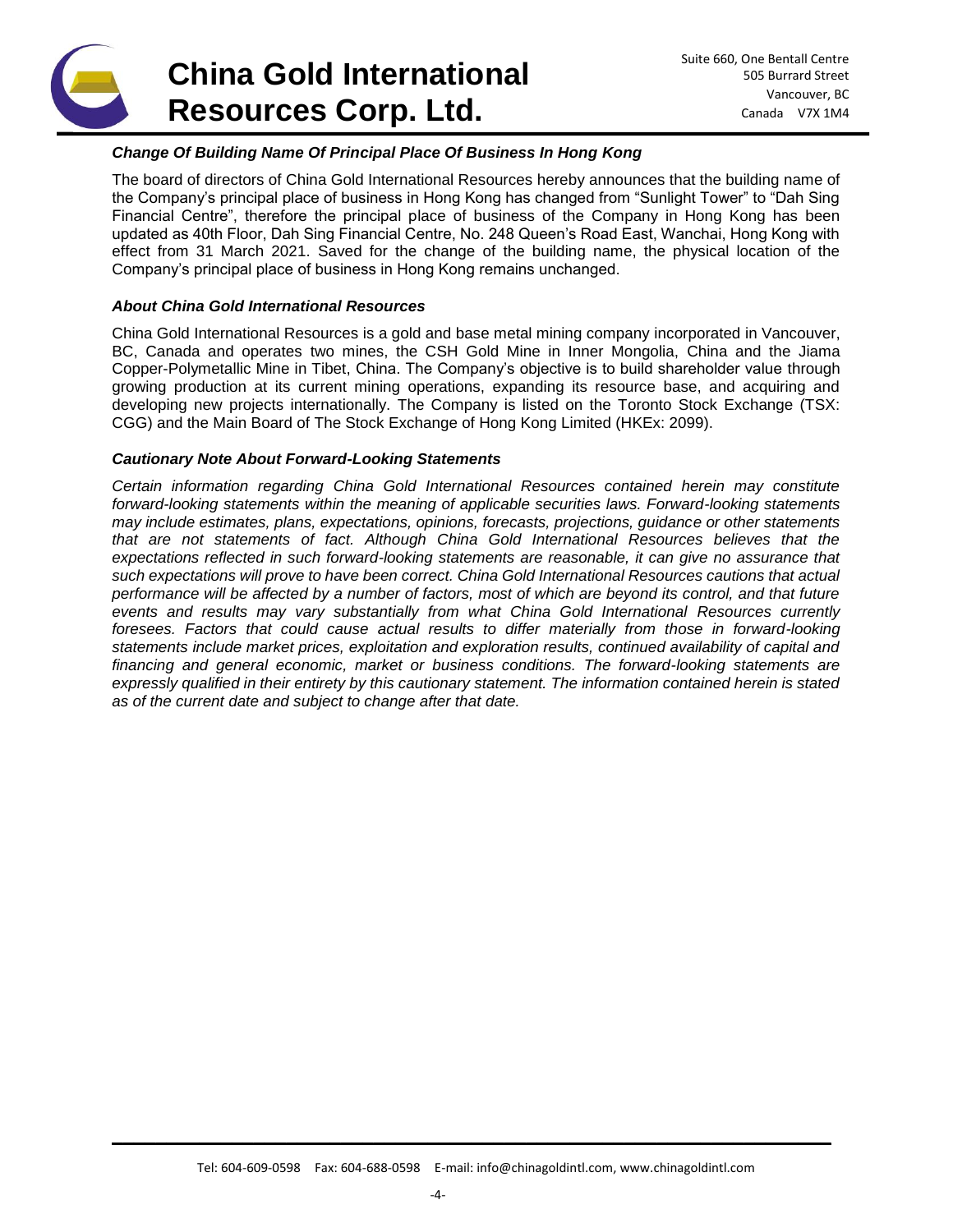### *Change Of Building Name Of Principal Place Of Business In Hong Kong*

The board of directors of China Gold International Resources hereby announces that the building name of the Company's principal place of business in Hong Kong has changed from "Sunlight Tower" to "Dah Sing Financial Centre", therefore the principal place of business of the Company in Hong Kong has been updated as 40th Floor, Dah Sing Financial Centre, No. 248 Queen's Road East, Wanchai, Hong Kong with effect from 31 March 2021. Saved for the change of the building name, the physical location of the Company's principal place of business in Hong Kong remains unchanged.

### *About China Gold International Resources*

China Gold International Resources is a gold and base metal mining company incorporated in Vancouver, BC, Canada and operates two mines, the CSH Gold Mine in Inner Mongolia, China and the Jiama Copper-Polymetallic Mine in Tibet, China. The Company's objective is to build shareholder value through growing production at its current mining operations, expanding its resource base, and acquiring and developing new projects internationally. The Company is listed on the Toronto Stock Exchange (TSX: CGG) and the Main Board of The Stock Exchange of Hong Kong Limited (HKEx: 2099).

### *Cautionary Note About Forward-Looking Statements*

*Certain information regarding China Gold International Resources contained herein may constitute forward-looking statements within the meaning of applicable securities laws. Forward-looking statements may include estimates, plans, expectations, opinions, forecasts, projections, guidance or other statements that are not statements of fact. Although China Gold International Resources believes that the expectations reflected in such forward-looking statements are reasonable, it can give no assurance that such expectations will prove to have been correct. China Gold International Resources cautions that actual performance will be affected by a number of factors, most of which are beyond its control, and that future events and results may vary substantially from what China Gold International Resources currently foresees. Factors that could cause actual results to differ materially from those in forward-looking statements include market prices, exploitation and exploration results, continued availability of capital and financing and general economic, market or business conditions. The forward-looking statements are expressly qualified in their entirety by this cautionary statement. The information contained herein is stated as of the current date and subject to change after that date.*